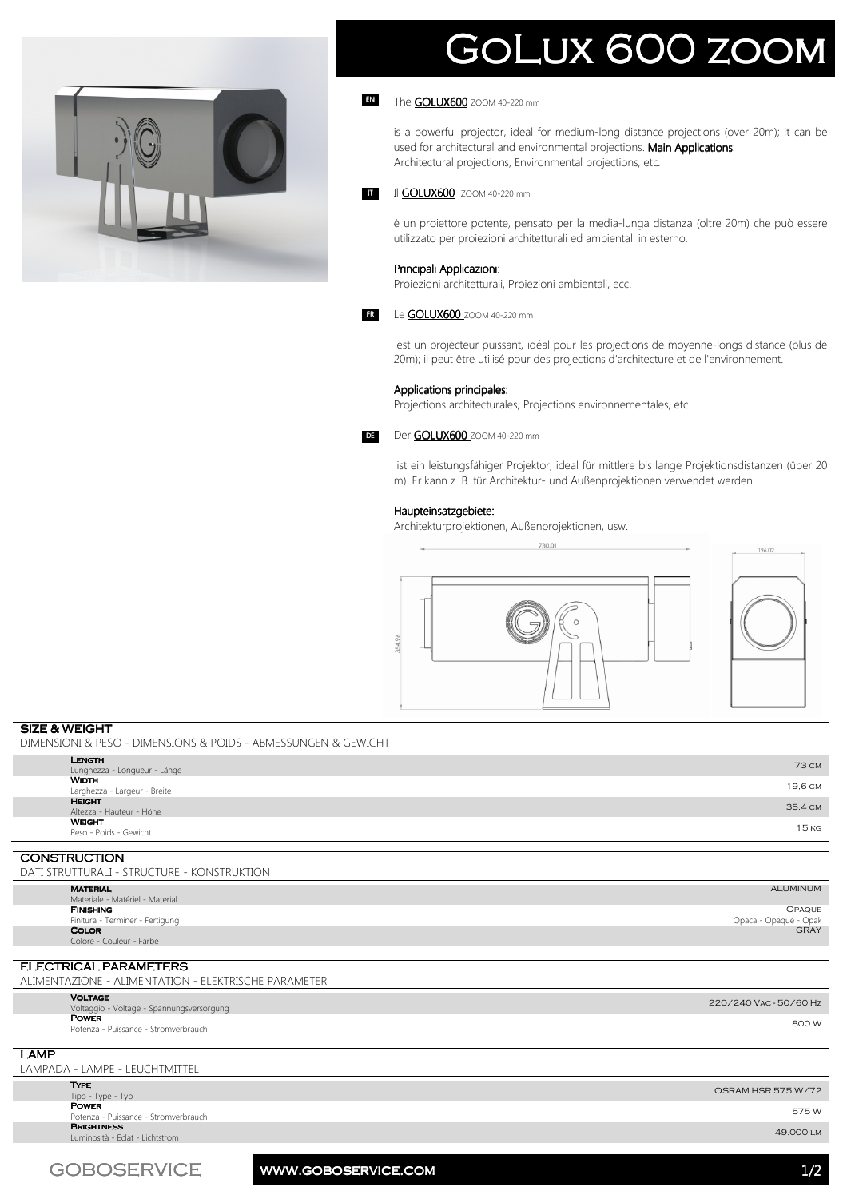# GoLux 600 zoom

**EN** The **GOLUX600** ZOOM 40-220 mm

is a powerful projector, ideal for medium-long distance projections (over 20m); it can be used for architectural and environmental projections. **Main Applications**: Architectural projections, Environmental projections, etc.

**IT** Il **GOLUX600** ZOOM 40-220 mm

è un proiettore potente, pensato per la media-lunga distanza (oltre 20m) che può essere utilizzato per proiezioni architetturali ed ambientali in esterno.

Principali Applicazioni:
Proiezioni architetturali, Proiezioni ambientali, ecc.

**FR** Le **GOLUX600** ZOOM 40-220 mm

est un projecteur puissant, idéal pour les projections de moyenne-longs distance (plus de 20m); il peut être utilisé pour des projections d'architecture et de l'environnement.

Applications principales:
Projections architecturales, Projections environnementales, etc.

**DE** Der **GOLUX600** ZOOM 40-220 mm

ist ein leistungsfähiger Projektor, ideal für mittlere bis lange Projektionsdistanzen (über 20 m). Er kann z. B. für Architektur- und Außenprojektionen verwendet werden.

Haupteinsatzgebiete:
Architekturprojektionen, Außenprojektionen, usw.

730,01

196,02

354,96

## SIZE & WEIGHT

DIMENSIONI & PESO - DIMENSIONS & POIDS - ABMESSUNGEN & GEWICHT

| | |
|---|---|
| **Length**<br>Lunghezza - Longueur - Länge | 73 cm |
| **Width**<br>Larghezza - Largeur - Breite | 19,6 cm |
| **Height**<br>Altezza - Hauteur - Höhe | 35.4 cm |
| **Weight**<br>Peso - Poids - Gewicht | 15 kg |

## CONSTRUCTION

DATI STRUTTURALI - STRUCTURE - KONSTRUKTION

| | |
|---|---|
| **Material**<br>Materiale - Matériel - Material | ALUMINUM |
| **Finishing**<br>Finitura - Terminer - Fertigung | Opaque<br>Opaca - Opaque - Opak |
| **Color**<br>Colore - Couleur - Farbe | GRAY |

## ELECTRICAL PARAMETERS

ALIMENTAZIONE - ALIMENTATION - ELEKTRISCHE PARAMETER

| | |
|---|---|
| **Voltage**<br>Voltaggio - Voltage - Spannungsversorgung | 220/240 Vac - 50/60 Hz |
| **Power**<br>Potenza - Puissance - Stromverbrauch | 800 W |

## LAMP

LAMPADA - LAMPE - LEUCHTMITTEL

| | |
|---|---|
| **Type**<br>Tipo - Type - Typ | OSRAM HSR 575 W/72 |
| **Power**<br>Potenza - Puissance - Stromverbrauch | 575 W |
| **Brightness**<br>Luminosità - Eclat - Lichtstrom | 49.000 lm |

GOBOSERVICE

WWW.GOBOSERVICE.COM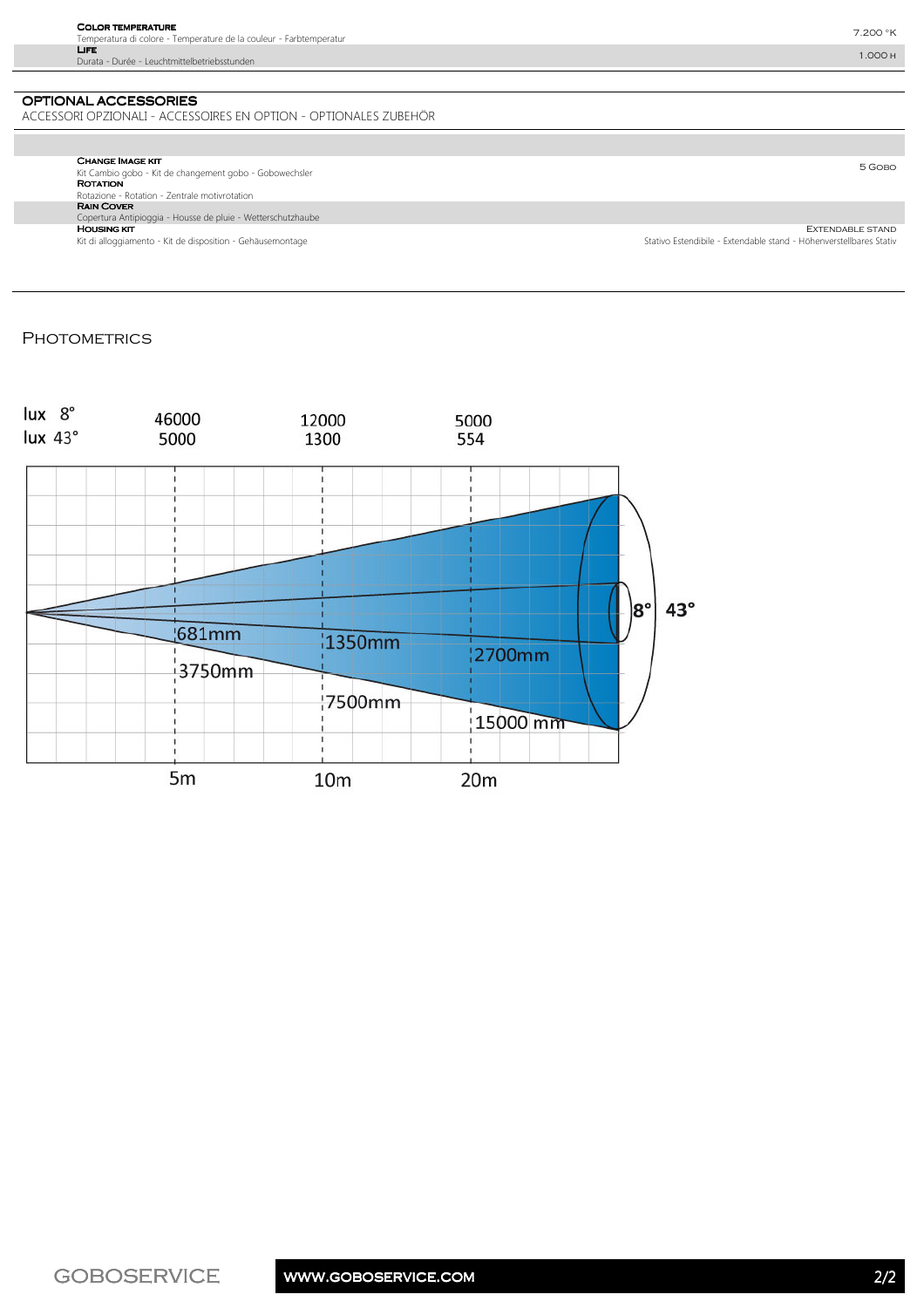| | |
|---|---|
| **COLOR TEMPERATURE**<br>Temperatura di colore - Temperature de la couleur - Farbtemperatur | 7.200 °K |
| **LIFE**<br>Durata - Durée - Leuchtmittelbetriebsstunden | 1.000 H |

## OPTIONAL ACCESSORIES

ACCESSORI OPZIONALI - ACCESSOIRES EN OPTION - OPTIONALES ZUBEHÖR

| | |
|---|---|
| **CHANGE IMAGE KIT**<br>Kit Cambio gobo - Kit de changement gobo - Gobowechsler | 5 GOBO |
| **ROTATION**<br>Rotazione - Rotation - Zentrale motivrotation | |
| **RAIN COVER**<br>Copertura Antipioggia - Housse de pluie - Wetterschutzhaube | |
| **HOUSING KIT**<br>Kit di alloggiamento - Kit de disposition - Gehäusemontage | EXTENDABLE STAND<br>Stativo Estendibile - Extendable stand - Höhenverstellbares Stativ |

## PHOTOMETRICS

lux 8°
lux 43°

46000
5000

12000
1300

5000
554

681mm
3750mm
1350mm
7500mm
2700mm
15000 mm

8°
43°

5m
10m
20m